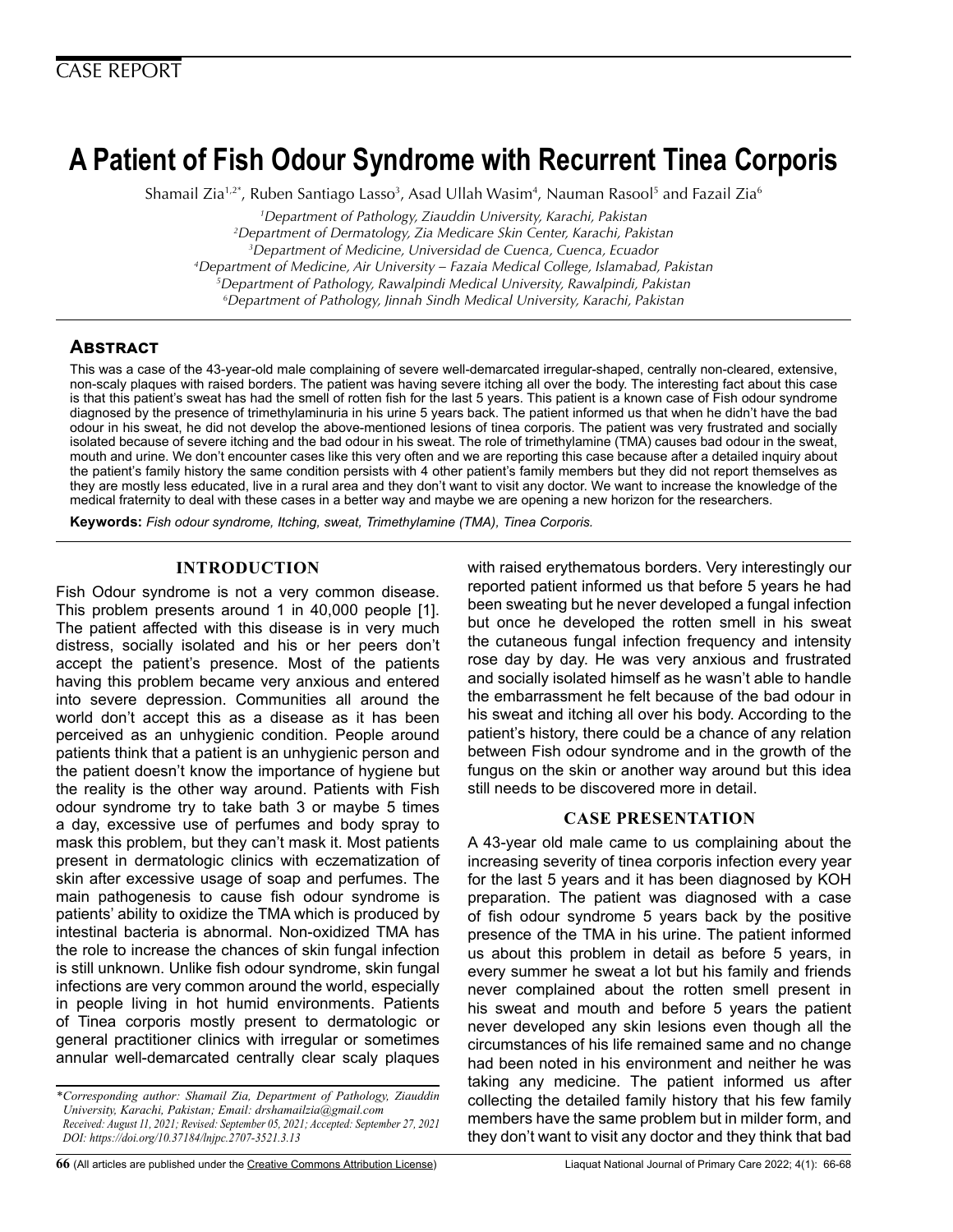CASE REPORT

# A Patient of Fish Odour Syndrome with Recurrent Tinea Corporis

Shamail Zia[1,2*], Ruben Santiago Lasso[3], Asad Ullah Wasim[4], Nauman Rasool[5] and Fazail Zia[6]

[1]Department of Pathology, Ziauddin University, Karachi, Pakistan
[2]Department of Dermatology, Zia Medicare Skin Center, Karachi, Pakistan
[3]Department of Medicine, Universidad de Cuenca, Cuenca, Ecuador
[4]Department of Medicine, Air University – Fazaia Medical College, Islamabad, Pakistan
[5]Department of Pathology, Rawalpindi Medical University, Rawalpindi, Pakistan
[6]Department of Pathology, Jinnah Sindh Medical University, Karachi, Pakistan

## Abstract

This was a case of the 43-year-old male complaining of severe well-demarcated irregular-shaped, centrally non-cleared, extensive, non-scaly plaques with raised borders. The patient was having severe itching all over the body. The interesting fact about this case is that this patient's sweat has had the smell of rotten fish for the last 5 years. This patient is a known case of Fish odour syndrome diagnosed by the presence of trimethylaminuria in his urine 5 years back. The patient informed us that when he didn't have the bad odour in his sweat, he did not develop the above-mentioned lesions of tinea corporis. The patient was very frustrated and socially isolated because of severe itching and the bad odour in his sweat. The role of trimethylamine (TMA) causes bad odour in the sweat, mouth and urine. We don't encounter cases like this very often and we are reporting this case because after a detailed inquiry about the patient's family history the same condition persists with 4 other patient's family members but they did not report themselves as they are mostly less educated, live in a rural area and they don't want to visit any doctor. We want to increase the knowledge of the medical fraternity to deal with these cases in a better way and maybe we are opening a new horizon for the researchers.

**Keywords:** *Fish odour syndrome, Itching, sweat, Trimethylamine (TMA), Tinea Corporis.*

## INTRODUCTION

Fish Odour syndrome is not a very common disease. This problem presents around 1 in 40,000 people [1]. The patient affected with this disease is in very much distress, socially isolated and his or her peers don't accept the patient's presence. Most of the patients having this problem became very anxious and entered into severe depression. Communities all around the world don't accept this as a disease as it has been perceived as an unhygienic condition. People around patients think that a patient is an unhygienic person and the patient doesn't know the importance of hygiene but the reality is the other way around. Patients with Fish odour syndrome try to take bath 3 or maybe 5 times a day, excessive use of perfumes and body spray to mask this problem, but they can't mask it. Most patients present in dermatologic clinics with eczematization of skin after excessive usage of soap and perfumes. The main pathogenesis to cause fish odour syndrome is patients' ability to oxidize the TMA which is produced by intestinal bacteria is abnormal. Non-oxidized TMA has the role to increase the chances of skin fungal infection is still unknown. Unlike fish odour syndrome, skin fungal infections are very common around the world, especially in people living in hot humid environments. Patients of Tinea corporis mostly present to dermatologic or general practitioner clinics with irregular or sometimes annular well-demarcated centrally clear scaly plaques with raised erythematous borders. Very interestingly our reported patient informed us that before 5 years he had been sweating but he never developed a fungal infection but once he developed the rotten smell in his sweat the cutaneous fungal infection frequency and intensity rose day by day. He was very anxious and frustrated and socially isolated himself as he wasn't able to handle the embarrassment he felt because of the bad odour in his sweat and itching all over his body. According to the patient's history, there could be a chance of any relation between Fish odour syndrome and in the growth of the fungus on the skin or another way around but this idea still needs to be discovered more in detail.

## CASE PRESENTATION

A 43-year old male came to us complaining about the increasing severity of tinea corporis infection every year for the last 5 years and it has been diagnosed by KOH preparation. The patient was diagnosed with a case of fish odour syndrome 5 years back by the positive presence of the TMA in his urine. The patient informed us about this problem in detail as before 5 years, in every summer he sweat a lot but his family and friends never complained about the rotten smell present in his sweat and mouth and before 5 years the patient never developed any skin lesions even though all the circumstances of his life remained same and no change had been noted in his environment and neither he was taking any medicine. The patient informed us after collecting the detailed family history that his few family members have the same problem but in milder form, and they don't want to visit any doctor and they think that bad

*\*Corresponding author: Shamail Zia, Department of Pathology, Ziauddin University, Karachi, Pakistan; Email: drshamailzia@gmail.com*
*Received: August 11, 2021; Revised: September 05, 2021; Accepted: September 27, 2021*
*DOI: https://doi.org/10.37184/lnjpc.2707-3521.3.13*

(All articles are published under the Creative Commons Attribution License)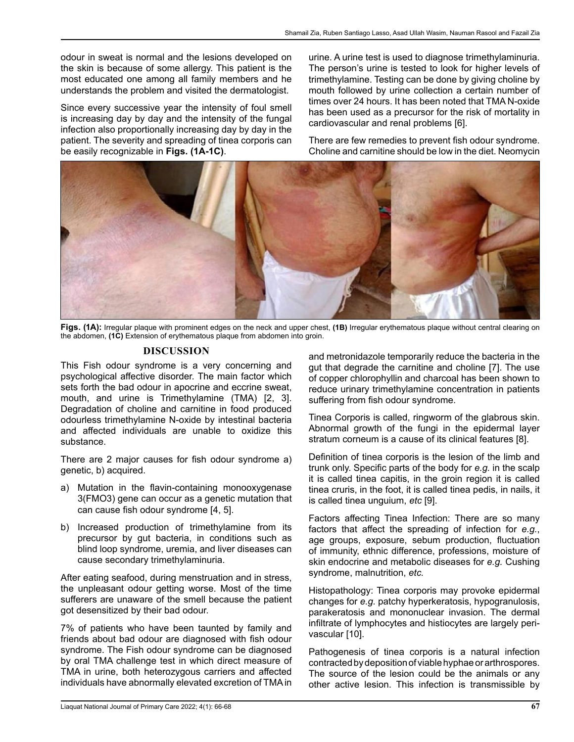odour in sweat is normal and the lesions developed on the skin is because of some allergy. This patient is the most educated one among all family members and he understands the problem and visited the dermatologist.

Since every successive year the intensity of foul smell is increasing day by day and the intensity of the fungal infection also proportionally increasing day by day in the patient. The severity and spreading of tinea corporis can be easily recognizable in **Figs. (1A-1C)**.

urine. A urine test is used to diagnose trimethylaminuria. The person's urine is tested to look for higher levels of trimethylamine. Testing can be done by giving choline by mouth followed by urine collection a certain number of times over 24 hours. It has been noted that TMA N-oxide has been used as a precursor for the risk of mortality in cardiovascular and renal problems [6].

There are few remedies to prevent fish odour syndrome. Choline and carnitine should be low in the diet. Neomycin and metronidazole temporarily reduce the bacteria in the gut that degrade the carnitine and choline [7]. The use of copper chlorophyllin and charcoal has been shown to reduce urinary trimethylamine concentration in patients suffering from fish odour syndrome.

**Figs. (1A):** Irregular plaque with prominent edges on the neck and upper chest, **(1B)** Irregular erythematous plaque without central clearing on the abdomen, **(1C)** Extension of erythematous plaque from abdomen into groin.

## DISCUSSION

This Fish odour syndrome is a very concerning and psychological affective disorder. The main factor which sets forth the bad odour in apocrine and eccrine sweat, mouth, and urine is Trimethylamine (TMA) [2, 3]. Degradation of choline and carnitine in food produced odourless trimethylamine N-oxide by intestinal bacteria and affected individuals are unable to oxidize this substance.

There are 2 major causes for fish odour syndrome a) genetic, b) acquired.

a) Mutation in the flavin-containing monooxygenase 3(FMO3) gene can occur as a genetic mutation that can cause fish odour syndrome [4, 5].

b) Increased production of trimethylamine from its precursor by gut bacteria, in conditions such as blind loop syndrome, uremia, and liver diseases can cause secondary trimethylaminuria.

After eating seafood, during menstruation and in stress, the unpleasant odour getting worse. Most of the time sufferers are unaware of the smell because the patient got desensitized by their bad odour.

7% of patients who have been taunted by family and friends about bad odour are diagnosed with fish odour syndrome. The Fish odour syndrome can be diagnosed by oral TMA challenge test in which direct measure of TMA in urine, both heterozygous carriers and affected individuals have abnormally elevated excretion of TMA in

Tinea Corporis is called, ringworm of the glabrous skin. Abnormal growth of the fungi in the epidermal layer stratum corneum is a cause of its clinical features [8].

Definition of tinea corporis is the lesion of the limb and trunk only. Specific parts of the body for *e.g.* in the scalp it is called tinea capitis, in the groin region it is called tinea cruris, in the foot, it is called tinea pedis, in nails, it is called tinea unguium, *etc* [9].

Factors affecting Tinea Infection: There are so many factors that affect the spreading of infection for *e.g.*, age groups, exposure, sebum production, fluctuation of immunity, ethnic difference, professions, moisture of skin endocrine and metabolic diseases for *e.g.* Cushing syndrome, malnutrition, *etc.*

Histopathology: Tinea corporis may provoke epidermal changes for *e.g.* patchy hyperkeratosis, hypogranulosis, parakeratosis and mononuclear invasion. The dermal infiltrate of lymphocytes and histiocytes are largely perivascular [10].

Pathogenesis of tinea corporis is a natural infection contracted by deposition of viable hyphae or arthrospores. The source of the lesion could be the animals or any other active lesion. This infection is transmissible by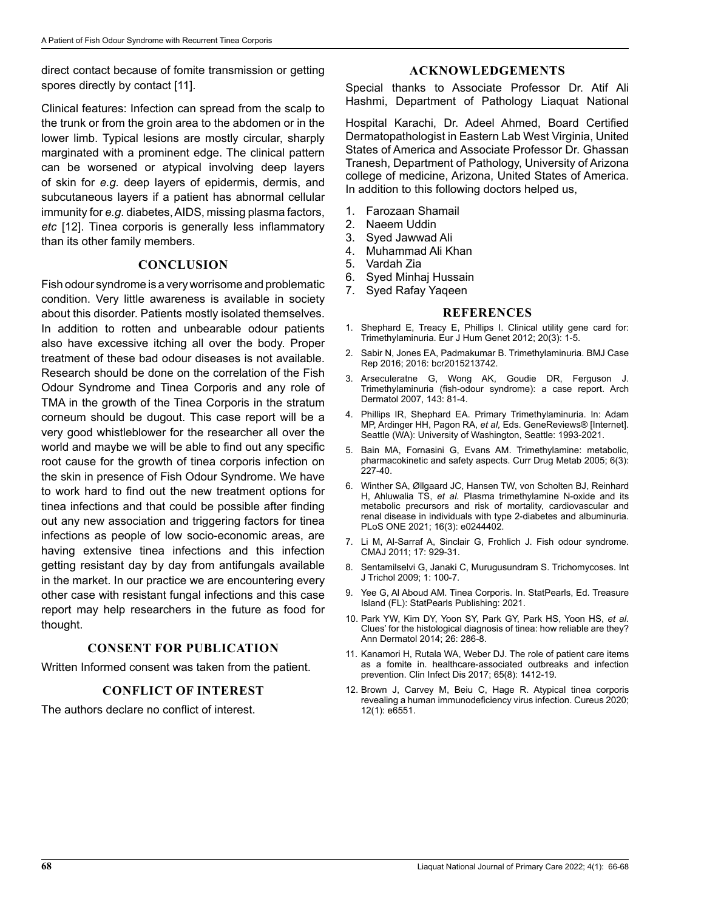direct contact because of fomite transmission or getting spores directly by contact [11].

Clinical features: Infection can spread from the scalp to the trunk or from the groin area to the abdomen or in the lower limb. Typical lesions are mostly circular, sharply marginated with a prominent edge. The clinical pattern can be worsened or atypical involving deep layers of skin for *e.g.* deep layers of epidermis, dermis, and subcutaneous layers if a patient has abnormal cellular immunity for *e.g.* diabetes, AIDS, missing plasma factors, *etc* [12]. Tinea corporis is generally less inflammatory than its other family members.

## CONCLUSION

Fish odour syndrome is a very worrisome and problematic condition. Very little awareness is available in society about this disorder. Patients mostly isolated themselves. In addition to rotten and unbearable odour patients also have excessive itching all over the body. Proper treatment of these bad odour diseases is not available. Research should be done on the correlation of the Fish Odour Syndrome and Tinea Corporis and any role of TMA in the growth of the Tinea Corporis in the stratum corneum should be dugout. This case report will be a very good whistleblower for the researcher all over the world and maybe we will be able to find out any specific root cause for the growth of tinea corporis infection on the skin in presence of Fish Odour Syndrome. We have to work hard to find out the new treatment options for tinea infections and that could be possible after finding out any new association and triggering factors for tinea infections as people of low socio-economic areas, are having extensive tinea infections and this infection getting resistant day by day from antifungals available in the market. In our practice we are encountering every other case with resistant fungal infections and this case report may help researchers in the future as food for thought.

## CONSENT FOR PUBLICATION

Written Informed consent was taken from the patient.

## CONFLICT OF INTEREST

The authors declare no conflict of interest.

## ACKNOWLEDGEMENTS

Special thanks to Associate Professor Dr. Atif Ali Hashmi, Department of Pathology Liaquat National

Hospital Karachi, Dr. Adeel Ahmed, Board Certified Dermatopathologist in Eastern Lab West Virginia, United States of America and Associate Professor Dr. Ghassan Tranesh, Department of Pathology, University of Arizona college of medicine, Arizona, United States of America. In addition to this following doctors helped us,

1. Farozaan Shamail
2. Naeem Uddin
3. Syed Jawwad Ali
4. Muhammad Ali Khan
5. Vardah Zia
6. Syed Minhaj Hussain
7. Syed Rafay Yaqeen

## REFERENCES

1. Shephard E, Treacy E, Phillips I. Clinical utility gene card for: Trimethylaminuria. Eur J Hum Genet 2012; 20(3): 1-5.
2. Sabir N, Jones EA, Padmakumar B. Trimethylaminuria. BMJ Case Rep 2016; 2016: bcr2015213742.
3. Arseculeratne G, Wong AK, Goudie DR, Ferguson J. Trimethylaminuria (fish-odour syndrome): a case report. Arch Dermatol 2007, 143: 81-4.
4. Phillips IR, Shephard EA. Primary Trimethylaminuria. In: Adam MP, Ardinger HH, Pagon RA, *et al,* Eds. GeneReviews® [Internet]. Seattle (WA): University of Washington, Seattle: 1993-2021.
5. Bain MA, Fornasini G, Evans AM. Trimethylamine: metabolic, pharmacokinetic and safety aspects. Curr Drug Metab 2005; 6(3): 227-40.
6. Winther SA, Øllgaard JC, Hansen TW, von Scholten BJ, Reinhard H, Ahluwalia TS, *et al.* Plasma trimethylamine N-oxide and its metabolic precursors and risk of mortality, cardiovascular and renal disease in individuals with type 2-diabetes and albuminuria. PLoS ONE 2021; 16(3): e0244402.
7. Li M, Al-Sarraf A, Sinclair G, Frohlich J. Fish odour syndrome. CMAJ 2011; 17: 929-31.
8. Sentamilselvi G, Janaki C, Murugusundram S. Trichomycoses. Int J Trichol 2009; 1: 100-7.
9. Yee G, Al Aboud AM. Tinea Corporis. In. StatPearls, Ed. Treasure Island (FL): StatPearls Publishing: 2021.
10. Park YW, Kim DY, Yoon SY, Park GY, Park HS, Yoon HS, *et al.* Clues' for the histological diagnosis of tinea: how reliable are they? Ann Dermatol 2014; 26: 286-8.
11. Kanamori H, Rutala WA, Weber DJ. The role of patient care items as a fomite in. healthcare-associated outbreaks and infection prevention. Clin Infect Dis 2017; 65(8): 1412-19.
12. Brown J, Carvey M, Beiu C, Hage R. Atypical tinea corporis revealing a human immunodeficiency virus infection. Cureus 2020; 12(1): e6551.